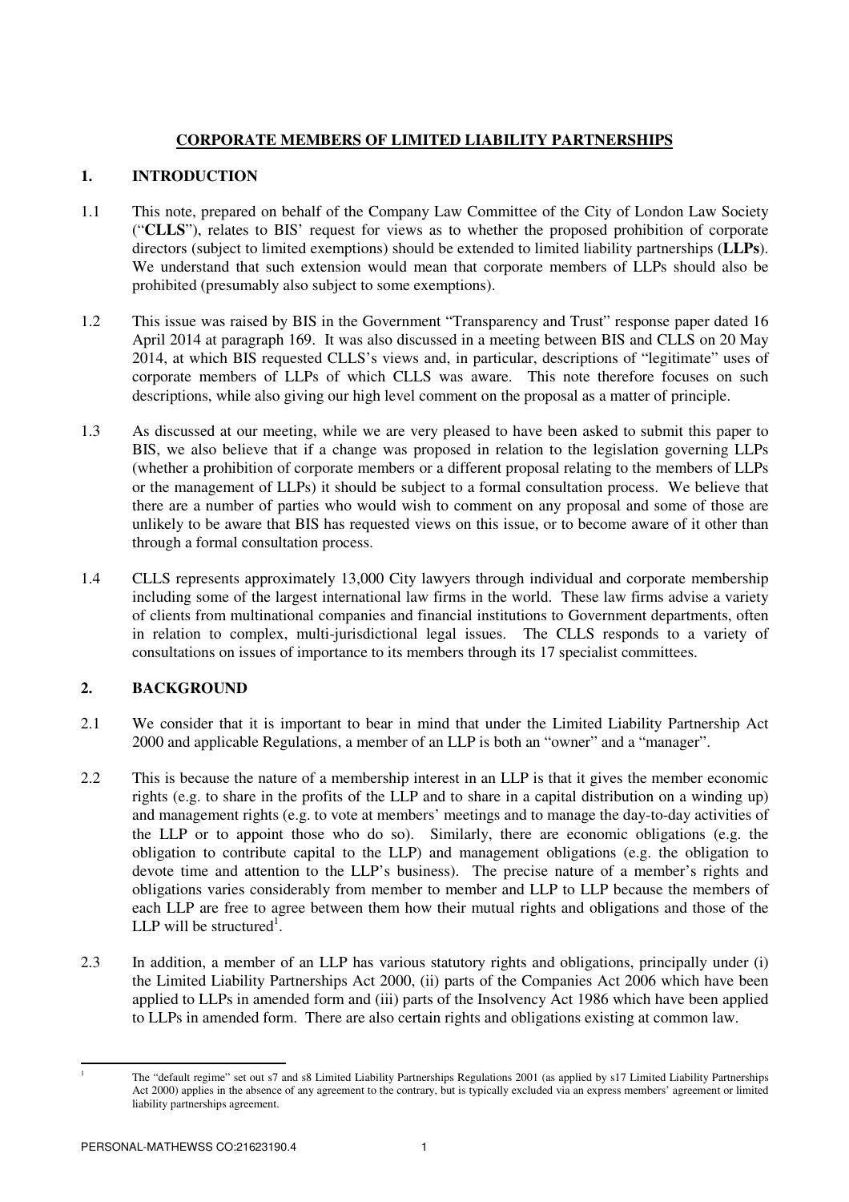# **CORPORATE MEMBERS OF LIMITED LIABILITY PARTNERSHIPS**

## 1. INTRODUCTION

1.1 This note, prepared on behalf of the Company Law Committee of the City of London Law Society ("**CLLS**"), relates to BIS' request for views as to whether the proposed prohibition of corporate directors (subject to limited exemptions) should be extended to limited liability partnerships (**LLPs**). We understand that such extension would mean that corporate members of LLPs should also be prohibited (presumably also subject to some exemptions).

1.2 This issue was raised by BIS in the Government "Transparency and Trust" response paper dated 16 April 2014 at paragraph 169. It was also discussed in a meeting between BIS and CLLS on 20 May 2014, at which BIS requested CLLS's views and, in particular, descriptions of "legitimate" uses of corporate members of LLPs of which CLLS was aware. This note therefore focuses on such descriptions, while also giving our high level comment on the proposal as a matter of principle.

1.3 As discussed at our meeting, while we are very pleased to have been asked to submit this paper to BIS, we also believe that if a change was proposed in relation to the legislation governing LLPs (whether a prohibition of corporate members or a different proposal relating to the members of LLPs or the management of LLPs) it should be subject to a formal consultation process. We believe that there are a number of parties who would wish to comment on any proposal and some of those are unlikely to be aware that BIS has requested views on this issue, or to become aware of it other than through a formal consultation process.

1.4 CLLS represents approximately 13,000 City lawyers through individual and corporate membership including some of the largest international law firms in the world. These law firms advise a variety of clients from multinational companies and financial institutions to Government departments, often in relation to complex, multi-jurisdictional legal issues. The CLLS responds to a variety of consultations on issues of importance to its members through its 17 specialist committees.

## 2. BACKGROUND

2.1 We consider that it is important to bear in mind that under the Limited Liability Partnership Act 2000 and applicable Regulations, a member of an LLP is both an "owner" and a "manager".

2.2 This is because the nature of a membership interest in an LLP is that it gives the member economic rights (e.g. to share in the profits of the LLP and to share in a capital distribution on a winding up) and management rights (e.g. to vote at members' meetings and to manage the day-to-day activities of the LLP or to appoint those who do so). Similarly, there are economic obligations (e.g. the obligation to contribute capital to the LLP) and management obligations (e.g. the obligation to devote time and attention to the LLP's business). The precise nature of a member's rights and obligations varies considerably from member to member and LLP to LLP because the members of each LLP are free to agree between them how their mutual rights and obligations and those of the LLP will be structured[1].

2.3 In addition, a member of an LLP has various statutory rights and obligations, principally under (i) the Limited Liability Partnerships Act 2000, (ii) parts of the Companies Act 2006 which have been applied to LLPs in amended form and (iii) parts of the Insolvency Act 1986 which have been applied to LLPs in amended form. There are also certain rights and obligations existing at common law.

---

[1] The "default regime" set out s7 and s8 Limited Liability Partnerships Regulations 2001 (as applied by s17 Limited Liability Partnerships Act 2000) applies in the absence of any agreement to the contrary, but is typically excluded via an express members' agreement or limited liability partnerships agreement.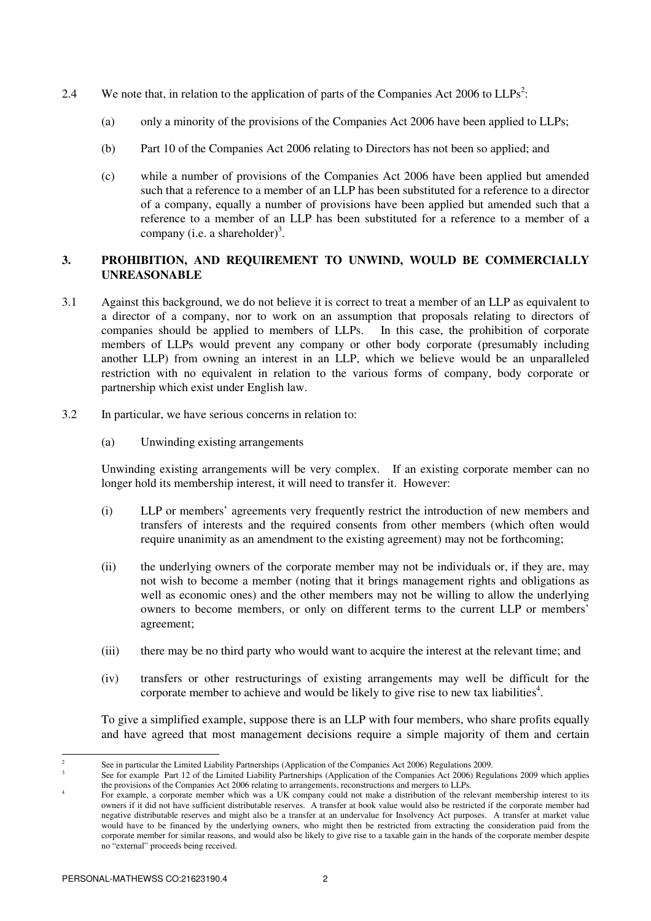2.4 We note that, in relation to the application of parts of the Companies Act 2006 to LLPs[2]:

(a) only a minority of the provisions of the Companies Act 2006 have been applied to LLPs;

(b) Part 10 of the Companies Act 2006 relating to Directors has not been so applied; and

(c) while a number of provisions of the Companies Act 2006 have been applied but amended such that a reference to a member of an LLP has been substituted for a reference to a director of a company, equally a number of provisions have been applied but amended such that a reference to a member of an LLP has been substituted for a reference to a member of a company (i.e. a shareholder)[3].

## 3. PROHIBITION, AND REQUIREMENT TO UNWIND, WOULD BE COMMERCIALLY UNREASONABLE

3.1 Against this background, we do not believe it is correct to treat a member of an LLP as equivalent to a director of a company, nor to work on an assumption that proposals relating to directors of companies should be applied to members of LLPs. In this case, the prohibition of corporate members of LLPs would prevent any company or other body corporate (presumably including another LLP) from owning an interest in an LLP, which we believe would be an unparalleled restriction with no equivalent in relation to the various forms of company, body corporate or partnership which exist under English law.

3.2 In particular, we have serious concerns in relation to:

(a) Unwinding existing arrangements

Unwinding existing arrangements will be very complex. If an existing corporate member can no longer hold its membership interest, it will need to transfer it. However:

(i) LLP or members' agreements very frequently restrict the introduction of new members and transfers of interests and the required consents from other members (which often would require unanimity as an amendment to the existing agreement) may not be forthcoming;

(ii) the underlying owners of the corporate member may not be individuals or, if they are, may not wish to become a member (noting that it brings management rights and obligations as well as economic ones) and the other members may not be willing to allow the underlying owners to become members, or only on different terms to the current LLP or members' agreement;

(iii) there may be no third party who would want to acquire the interest at the relevant time; and

(iv) transfers or other restructurings of existing arrangements may well be difficult for the corporate member to achieve and would be likely to give rise to new tax liabilities[4].

To give a simplified example, suppose there is an LLP with four members, who share profits equally and have agreed that most management decisions require a simple majority of them and certain

---

[2] See in particular the Limited Liability Partnerships (Application of the Companies Act 2006) Regulations 2009.

[3] See for example Part 12 of the Limited Liability Partnerships (Application of the Companies Act 2006) Regulations 2009 which applies the provisions of the Companies Act 2006 relating to arrangements, reconstructions and mergers to LLPs.

[4] For example, a corporate member which was a UK company could not make a distribution of the relevant membership interest to its owners if it did not have sufficient distributable reserves. A transfer at book value would also be restricted if the corporate member had negative distributable reserves and might also be a transfer at an undervalue for Insolvency Act purposes. A transfer at market value would have to be financed by the underlying owners, who might then be restricted from extracting the consideration paid from the corporate member for similar reasons, and would also be likely to give rise to a taxable gain in the hands of the corporate member despite no "external" proceeds being received.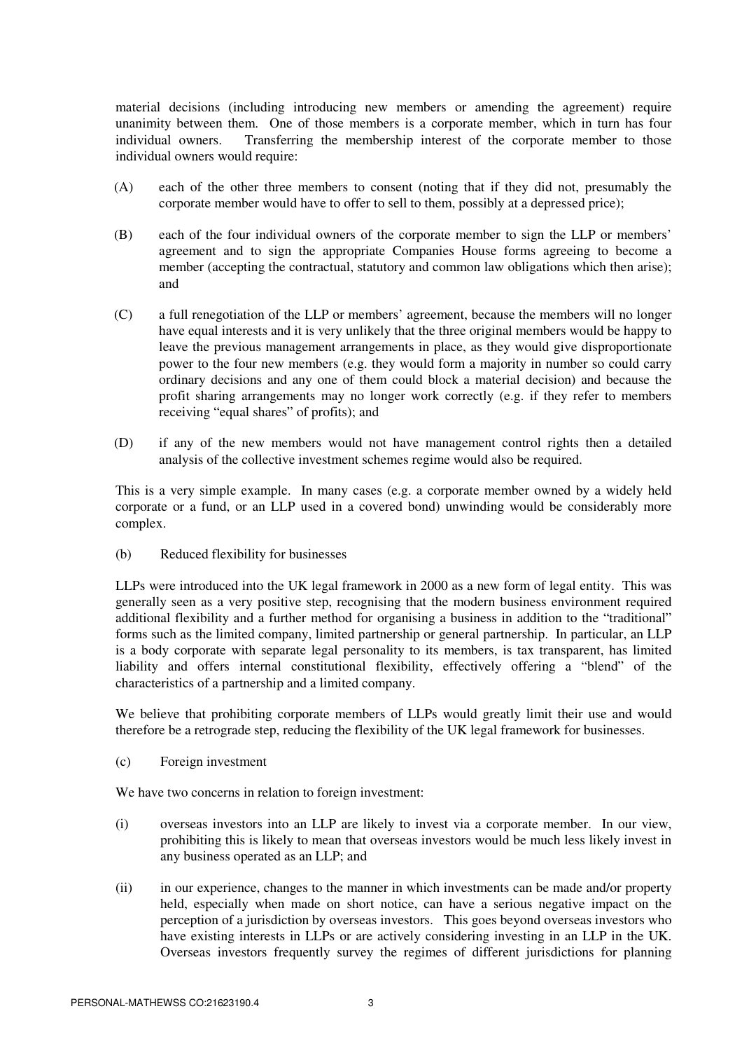material decisions (including introducing new members or amending the agreement) require unanimity between them. One of those members is a corporate member, which in turn has four individual owners. Transferring the membership interest of the corporate member to those individual owners would require:

(A) each of the other three members to consent (noting that if they did not, presumably the corporate member would have to offer to sell to them, possibly at a depressed price);

(B) each of the four individual owners of the corporate member to sign the LLP or members' agreement and to sign the appropriate Companies House forms agreeing to become a member (accepting the contractual, statutory and common law obligations which then arise); and

(C) a full renegotiation of the LLP or members' agreement, because the members will no longer have equal interests and it is very unlikely that the three original members would be happy to leave the previous management arrangements in place, as they would give disproportionate power to the four new members (e.g. they would form a majority in number so could carry ordinary decisions and any one of them could block a material decision) and because the profit sharing arrangements may no longer work correctly (e.g. if they refer to members receiving "equal shares" of profits); and

(D) if any of the new members would not have management control rights then a detailed analysis of the collective investment schemes regime would also be required.

This is a very simple example. In many cases (e.g. a corporate member owned by a widely held corporate or a fund, or an LLP used in a covered bond) unwinding would be considerably more complex.

(b) Reduced flexibility for businesses

LLPs were introduced into the UK legal framework in 2000 as a new form of legal entity. This was generally seen as a very positive step, recognising that the modern business environment required additional flexibility and a further method for organising a business in addition to the "traditional" forms such as the limited company, limited partnership or general partnership. In particular, an LLP is a body corporate with separate legal personality to its members, is tax transparent, has limited liability and offers internal constitutional flexibility, effectively offering a "blend" of the characteristics of a partnership and a limited company.

We believe that prohibiting corporate members of LLPs would greatly limit their use and would therefore be a retrograde step, reducing the flexibility of the UK legal framework for businesses.

(c) Foreign investment

We have two concerns in relation to foreign investment:

(i) overseas investors into an LLP are likely to invest via a corporate member. In our view, prohibiting this is likely to mean that overseas investors would be much less likely invest in any business operated as an LLP; and

(ii) in our experience, changes to the manner in which investments can be made and/or property held, especially when made on short notice, can have a serious negative impact on the perception of a jurisdiction by overseas investors. This goes beyond overseas investors who have existing interests in LLPs or are actively considering investing in an LLP in the UK. Overseas investors frequently survey the regimes of different jurisdictions for planning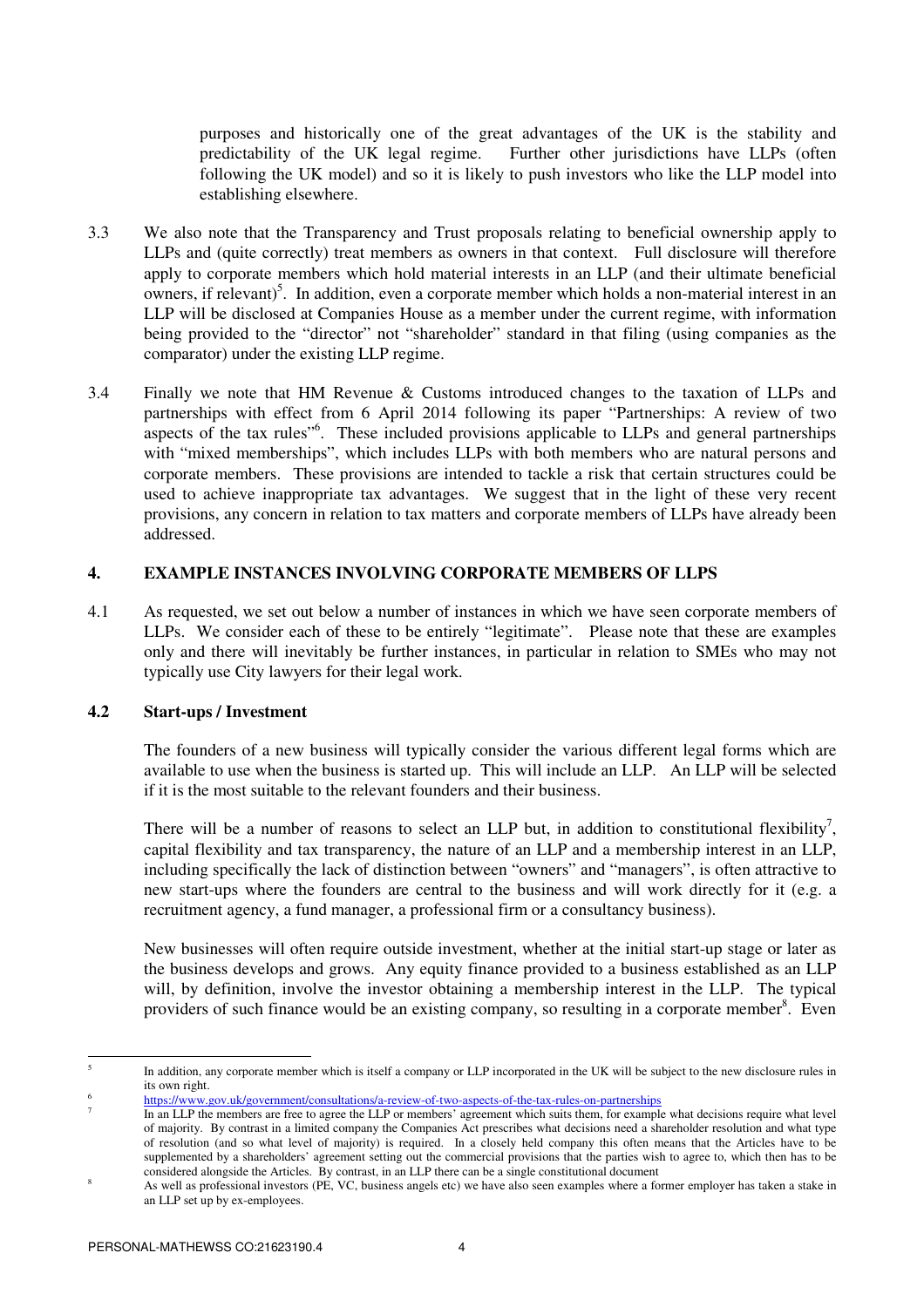purposes and historically one of the great advantages of the UK is the stability and predictability of the UK legal regime. Further other jurisdictions have LLPs (often following the UK model) and so it is likely to push investors who like the LLP model into establishing elsewhere.

3.3 We also note that the Transparency and Trust proposals relating to beneficial ownership apply to LLPs and (quite correctly) treat members as owners in that context. Full disclosure will therefore apply to corporate members which hold material interests in an LLP (and their ultimate beneficial owners, if relevant)[5]. In addition, even a corporate member which holds a non-material interest in an LLP will be disclosed at Companies House as a member under the current regime, with information being provided to the "director" not "shareholder" standard in that filing (using companies as the comparator) under the existing LLP regime.

3.4 Finally we note that HM Revenue & Customs introduced changes to the taxation of LLPs and partnerships with effect from 6 April 2014 following its paper "Partnerships: A review of two aspects of the tax rules"[6]. These included provisions applicable to LLPs and general partnerships with "mixed memberships", which includes LLPs with both members who are natural persons and corporate members. These provisions are intended to tackle a risk that certain structures could be used to achieve inappropriate tax advantages. We suggest that in the light of these very recent provisions, any concern in relation to tax matters and corporate members of LLPs have already been addressed.

## 4. EXAMPLE INSTANCES INVOLVING CORPORATE MEMBERS OF LLPS

4.1 As requested, we set out below a number of instances in which we have seen corporate members of LLPs. We consider each of these to be entirely "legitimate". Please note that these are examples only and there will inevitably be further instances, in particular in relation to SMEs who may not typically use City lawyers for their legal work.

### 4.2 Start-ups / Investment

The founders of a new business will typically consider the various different legal forms which are available to use when the business is started up. This will include an LLP. An LLP will be selected if it is the most suitable to the relevant founders and their business.

There will be a number of reasons to select an LLP but, in addition to constitutional flexibility[7], capital flexibility and tax transparency, the nature of an LLP and a membership interest in an LLP, including specifically the lack of distinction between "owners" and "managers", is often attractive to new start-ups where the founders are central to the business and will work directly for it (e.g. a recruitment agency, a fund manager, a professional firm or a consultancy business).

New businesses will often require outside investment, whether at the initial start-up stage or later as the business develops and grows. Any equity finance provided to a business established as an LLP will, by definition, involve the investor obtaining a membership interest in the LLP. The typical providers of such finance would be an existing company, so resulting in a corporate member[8]. Even

---

[5] In addition, any corporate member which is itself a company or LLP incorporated in the UK will be subject to the new disclosure rules in its own right.

[6] https://www.gov.uk/government/consultations/a-review-of-two-aspects-of-the-tax-rules-on-partnerships

[7] In an LLP the members are free to agree the LLP or members' agreement which suits them, for example what decisions require what level of majority. By contrast in a limited company the Companies Act prescribes what decisions need a shareholder resolution and what type of resolution (and so what level of majority) is required. In a closely held company this often means that the Articles have to be supplemented by a shareholders' agreement setting out the commercial provisions that the parties wish to agree to, which then has to be considered alongside the Articles. By contrast, in an LLP there can be a single constitutional document

[8] As well as professional investors (PE, VC, business angels etc) we have also seen examples where a former employer has taken a stake in an LLP set up by ex-employees.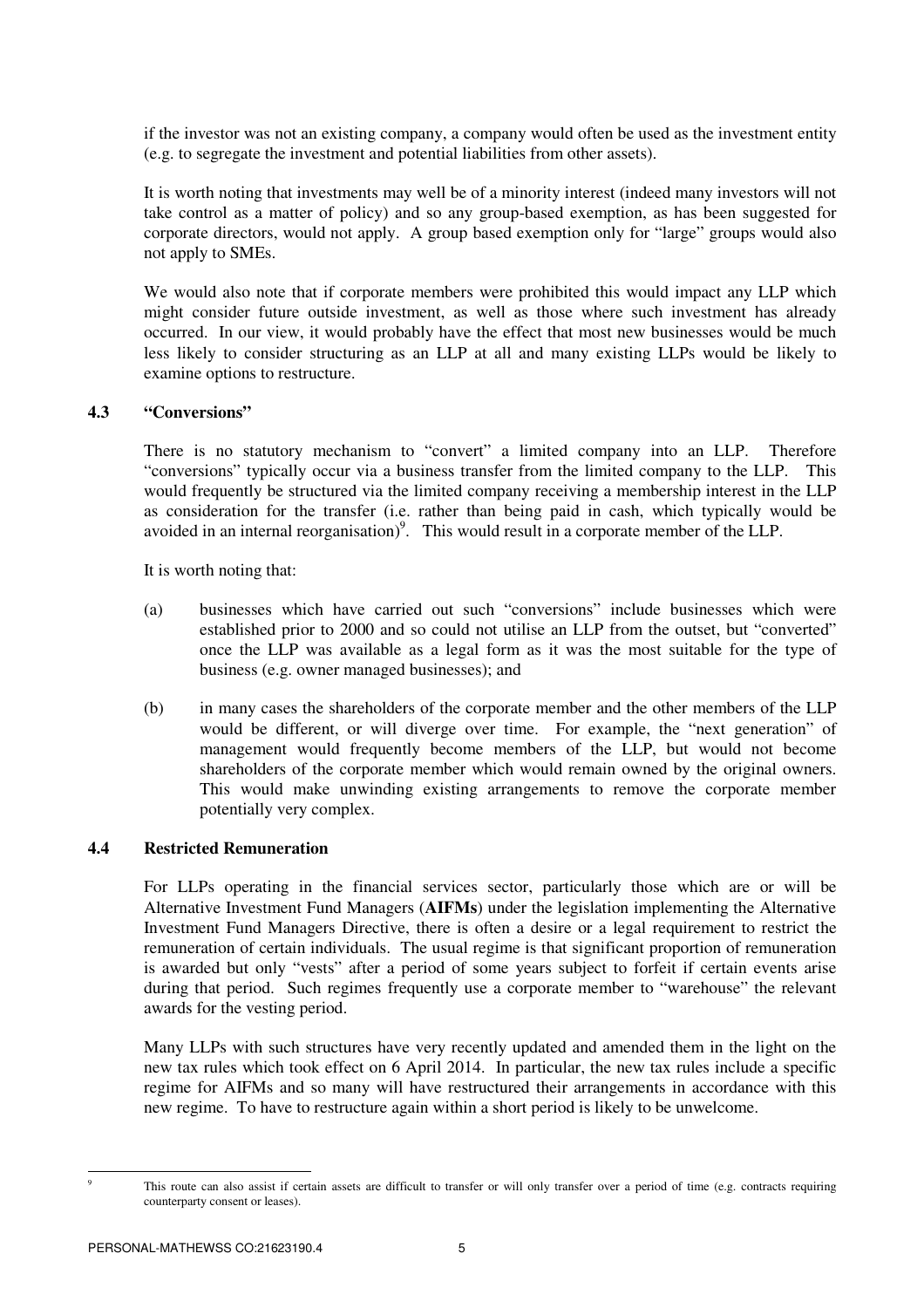if the investor was not an existing company, a company would often be used as the investment entity (e.g. to segregate the investment and potential liabilities from other assets).

It is worth noting that investments may well be of a minority interest (indeed many investors will not take control as a matter of policy) and so any group-based exemption, as has been suggested for corporate directors, would not apply. A group based exemption only for "large" groups would also not apply to SMEs.

We would also note that if corporate members were prohibited this would impact any LLP which might consider future outside investment, as well as those where such investment has already occurred. In our view, it would probably have the effect that most new businesses would be much less likely to consider structuring as an LLP at all and many existing LLPs would be likely to examine options to restructure.

### 4.3 "Conversions"

There is no statutory mechanism to "convert" a limited company into an LLP. Therefore "conversions" typically occur via a business transfer from the limited company to the LLP. This would frequently be structured via the limited company receiving a membership interest in the LLP as consideration for the transfer (i.e. rather than being paid in cash, which typically would be avoided in an internal reorganisation)[9]. This would result in a corporate member of the LLP.

It is worth noting that:

(a) businesses which have carried out such "conversions" include businesses which were established prior to 2000 and so could not utilise an LLP from the outset, but "converted" once the LLP was available as a legal form as it was the most suitable for the type of business (e.g. owner managed businesses); and

(b) in many cases the shareholders of the corporate member and the other members of the LLP would be different, or will diverge over time. For example, the "next generation" of management would frequently become members of the LLP, but would not become shareholders of the corporate member which would remain owned by the original owners. This would make unwinding existing arrangements to remove the corporate member potentially very complex.

### 4.4 Restricted Remuneration

For LLPs operating in the financial services sector, particularly those which are or will be Alternative Investment Fund Managers (**AIFMs**) under the legislation implementing the Alternative Investment Fund Managers Directive, there is often a desire or a legal requirement to restrict the remuneration of certain individuals. The usual regime is that significant proportion of remuneration is awarded but only "vests" after a period of some years subject to forfeit if certain events arise during that period. Such regimes frequently use a corporate member to "warehouse" the relevant awards for the vesting period.

Many LLPs with such structures have very recently updated and amended them in the light on the new tax rules which took effect on 6 April 2014. In particular, the new tax rules include a specific regime for AIFMs and so many will have restructured their arrangements in accordance with this new regime. To have to restructure again within a short period is likely to be unwelcome.

---

[9] This route can also assist if certain assets are difficult to transfer or will only transfer over a period of time (e.g. contracts requiring counterparty consent or leases).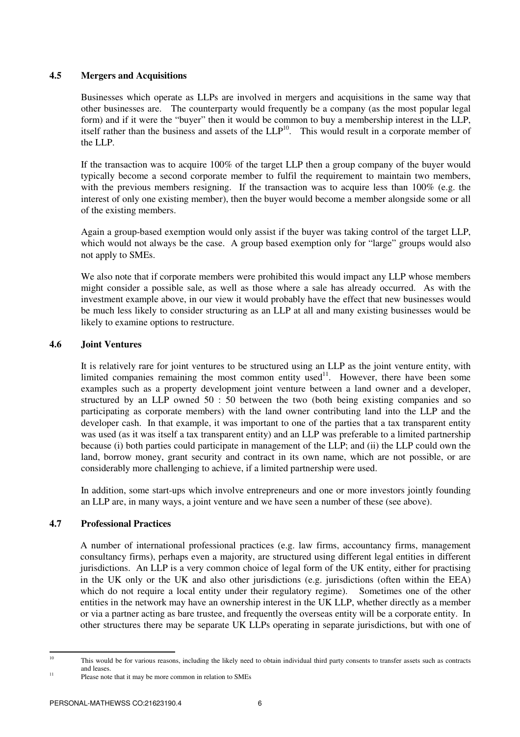### 4.5 Mergers and Acquisitions

Businesses which operate as LLPs are involved in mergers and acquisitions in the same way that other businesses are. The counterparty would frequently be a company (as the most popular legal form) and if it were the "buyer" then it would be common to buy a membership interest in the LLP, itself rather than the business and assets of the LLP[10]. This would result in a corporate member of the LLP.

If the transaction was to acquire 100% of the target LLP then a group company of the buyer would typically become a second corporate member to fulfil the requirement to maintain two members, with the previous members resigning. If the transaction was to acquire less than 100% (e.g. the interest of only one existing member), then the buyer would become a member alongside some or all of the existing members.

Again a group-based exemption would only assist if the buyer was taking control of the target LLP, which would not always be the case. A group based exemption only for "large" groups would also not apply to SMEs.

We also note that if corporate members were prohibited this would impact any LLP whose members might consider a possible sale, as well as those where a sale has already occurred. As with the investment example above, in our view it would probably have the effect that new businesses would be much less likely to consider structuring as an LLP at all and many existing businesses would be likely to examine options to restructure.

### 4.6 Joint Ventures

It is relatively rare for joint ventures to be structured using an LLP as the joint venture entity, with limited companies remaining the most common entity used[11]. However, there have been some examples such as a property development joint venture between a land owner and a developer, structured by an LLP owned 50 : 50 between the two (both being existing companies and so participating as corporate members) with the land owner contributing land into the LLP and the developer cash. In that example, it was important to one of the parties that a tax transparent entity was used (as it was itself a tax transparent entity) and an LLP was preferable to a limited partnership because (i) both parties could participate in management of the LLP; and (ii) the LLP could own the land, borrow money, grant security and contract in its own name, which are not possible, or are considerably more challenging to achieve, if a limited partnership were used.

In addition, some start-ups which involve entrepreneurs and one or more investors jointly founding an LLP are, in many ways, a joint venture and we have seen a number of these (see above).

### 4.7 Professional Practices

A number of international professional practices (e.g. law firms, accountancy firms, management consultancy firms), perhaps even a majority, are structured using different legal entities in different jurisdictions. An LLP is a very common choice of legal form of the UK entity, either for practising in the UK only or the UK and also other jurisdictions (e.g. jurisdictions (often within the EEA) which do not require a local entity under their regulatory regime). Sometimes one of the other entities in the network may have an ownership interest in the UK LLP, whether directly as a member or via a partner acting as bare trustee, and frequently the overseas entity will be a corporate entity. In other structures there may be separate UK LLPs operating in separate jurisdictions, but with one of

---

[10] This would be for various reasons, including the likely need to obtain individual third party consents to transfer assets such as contracts and leases.

[11] Please note that it may be more common in relation to SMEs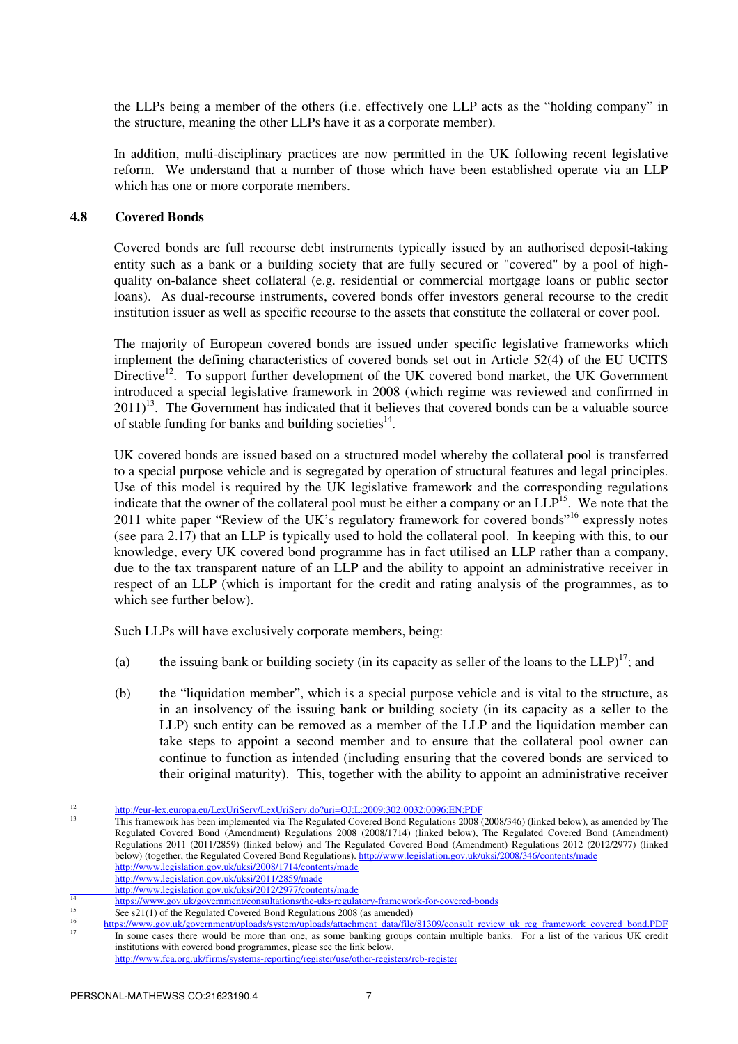the LLPs being a member of the others (i.e. effectively one LLP acts as the "holding company" in the structure, meaning the other LLPs have it as a corporate member).

In addition, multi-disciplinary practices are now permitted in the UK following recent legislative reform. We understand that a number of those which have been established operate via an LLP which has one or more corporate members.

### 4.8 Covered Bonds

Covered bonds are full recourse debt instruments typically issued by an authorised deposit-taking entity such as a bank or a building society that are fully secured or "covered" by a pool of high-quality on-balance sheet collateral (e.g. residential or commercial mortgage loans or public sector loans). As dual-recourse instruments, covered bonds offer investors general recourse to the credit institution issuer as well as specific recourse to the assets that constitute the collateral or cover pool.

The majority of European covered bonds are issued under specific legislative frameworks which implement the defining characteristics of covered bonds set out in Article 52(4) of the EU UCITS Directive[12]. To support further development of the UK covered bond market, the UK Government introduced a special legislative framework in 2008 (which regime was reviewed and confirmed in 2011)[13]. The Government has indicated that it believes that covered bonds can be a valuable source of stable funding for banks and building societies[14].

UK covered bonds are issued based on a structured model whereby the collateral pool is transferred to a special purpose vehicle and is segregated by operation of structural features and legal principles. Use of this model is required by the UK legislative framework and the corresponding regulations indicate that the owner of the collateral pool must be either a company or an LLP[15]. We note that the 2011 white paper "Review of the UK's regulatory framework for covered bonds"[16] expressly notes (see para 2.17) that an LLP is typically used to hold the collateral pool. In keeping with this, to our knowledge, every UK covered bond programme has in fact utilised an LLP rather than a company, due to the tax transparent nature of an LLP and the ability to appoint an administrative receiver in respect of an LLP (which is important for the credit and rating analysis of the programmes, as to which see further below).

Such LLPs will have exclusively corporate members, being:

(a) the issuing bank or building society (in its capacity as seller of the loans to the LLP)[17]; and

(b) the "liquidation member", which is a special purpose vehicle and is vital to the structure, as in an insolvency of the issuing bank or building society (in its capacity as a seller to the LLP) such entity can be removed as a member of the LLP and the liquidation member can take steps to appoint a second member and to ensure that the collateral pool owner can continue to function as intended (including ensuring that the covered bonds are serviced to their original maturity). This, together with the ability to appoint an administrative receiver

---

[12] http://eur-lex.europa.eu/LexUriServ/LexUriServ.do?uri=OJ:L:2009:302:0032:0096:EN:PDF

[13] This framework has been implemented via The Regulated Covered Bond Regulations 2008 (2008/346) (linked below), as amended by The Regulated Covered Bond (Amendment) Regulations 2008 (2008/1714) (linked below), The Regulated Covered Bond (Amendment) Regulations 2011 (2011/2859) (linked below) and The Regulated Covered Bond (Amendment) Regulations 2012 (2012/2977) (linked below) (together, the Regulated Covered Bond Regulations). http://www.legislation.gov.uk/uksi/2008/346/contents/made
http://www.legislation.gov.uk/uksi/2008/1714/contents/made
http://www.legislation.gov.uk/uksi/2011/2859/made
http://www.legislation.gov.uk/uksi/2012/2977/contents/made

[14] https://www.gov.uk/government/consultations/the-uks-regulatory-framework-for-covered-bonds

[15] See s21(1) of the Regulated Covered Bond Regulations 2008 (as amended)

[16] https://www.gov.uk/government/uploads/system/uploads/attachment_data/file/81309/consult_review_uk_reg_framework_covered_bond.PDF

[17] In some cases there would be more than one, as some banking groups contain multiple banks. For a list of the various UK credit institutions with covered bond programmes, please see the link below.
http://www.fca.org.uk/firms/systems-reporting/register/use/other-registers/rcb-register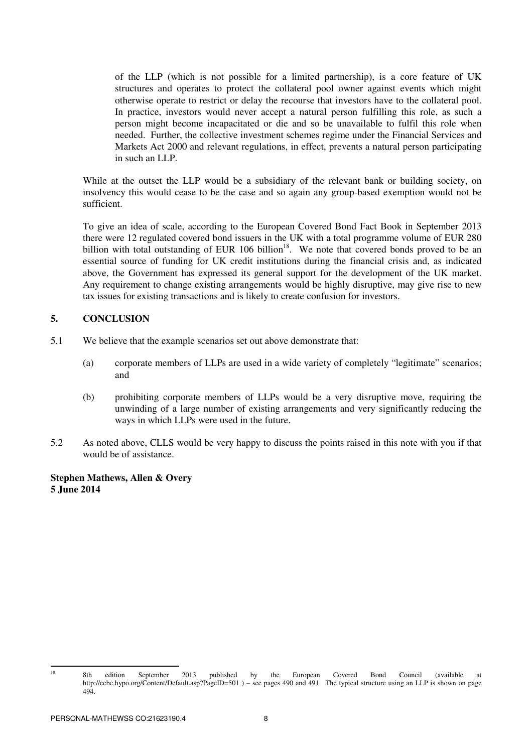of the LLP (which is not possible for a limited partnership), is a core feature of UK structures and operates to protect the collateral pool owner against events which might otherwise operate to restrict or delay the recourse that investors have to the collateral pool. In practice, investors would never accept a natural person fulfilling this role, as such a person might become incapacitated or die and so be unavailable to fulfil this role when needed. Further, the collective investment schemes regime under the Financial Services and Markets Act 2000 and relevant regulations, in effect, prevents a natural person participating in such an LLP.

While at the outset the LLP would be a subsidiary of the relevant bank or building society, on insolvency this would cease to be the case and so again any group-based exemption would not be sufficient.

To give an idea of scale, according to the European Covered Bond Fact Book in September 2013 there were 12 regulated covered bond issuers in the UK with a total programme volume of EUR 280 billion with total outstanding of EUR 106 billion[18]. We note that covered bonds proved to be an essential source of funding for UK credit institutions during the financial crisis and, as indicated above, the Government has expressed its general support for the development of the UK market. Any requirement to change existing arrangements would be highly disruptive, may give rise to new tax issues for existing transactions and is likely to create confusion for investors.

## 5. CONCLUSION

5.1 We believe that the example scenarios set out above demonstrate that:

(a) corporate members of LLPs are used in a wide variety of completely "legitimate" scenarios; and

(b) prohibiting corporate members of LLPs would be a very disruptive move, requiring the unwinding of a large number of existing arrangements and very significantly reducing the ways in which LLPs were used in the future.

5.2 As noted above, CLLS would be very happy to discuss the points raised in this note with you if that would be of assistance.

**Stephen Mathews, Allen & Overy**
**5 June 2014**

---

[18] 8th edition September 2013 published by the European Covered Bond Council (available at http://ecbc.hypo.org/Content/Default.asp?PageID=501 ) – see pages 490 and 491. The typical structure using an LLP is shown on page 494.

PERSONAL-MATHEWSS CO:21623190.4